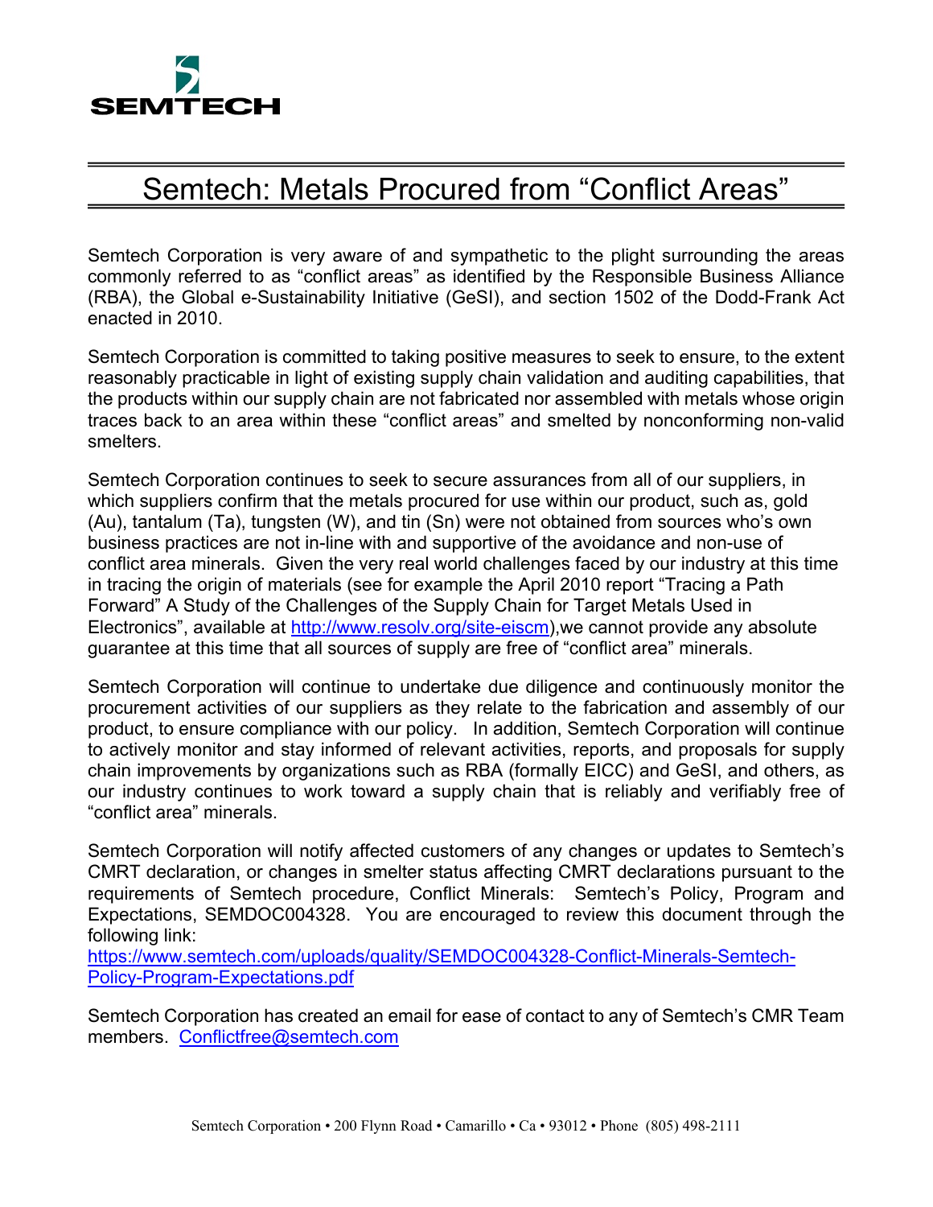SEMTECH

# Semtech: Metals Procured from "Conflict Areas"

Semtech Corporation is very aware of and sympathetic to the plight surrounding the areas commonly referred to as "conflict areas" as identified by the Responsible Business Alliance (RBA), the Global e-Sustainability Initiative (GeSI), and section 1502 of the Dodd-Frank Act enacted in 2010.

Semtech Corporation is committed to taking positive measures to seek to ensure, to the extent reasonably practicable in light of existing supply chain validation and auditing capabilities, that the products within our supply chain are not fabricated nor assembled with metals whose origin traces back to an area within these "conflict areas" and smelted by nonconforming non-valid smelters.

Semtech Corporation continues to seek to secure assurances from all of our suppliers, in which suppliers confirm that the metals procured for use within our product, such as, gold (Au), tantalum (Ta), tungsten (W), and tin (Sn) were not obtained from sources who's own business practices are not in-line with and supportive of the avoidance and non-use of conflict area minerals. Given the very real world challenges faced by our industry at this time in tracing the origin of materials (see for example the April 2010 report "Tracing a Path Forward" A Study of the Challenges of the Supply Chain for Target Metals Used in Electronics", available at http://www.resolv.org/site-eiscm),we cannot provide any absolute guarantee at this time that all sources of supply are free of "conflict area" minerals.

Semtech Corporation will continue to undertake due diligence and continuously monitor the procurement activities of our suppliers as they relate to the fabrication and assembly of our product, to ensure compliance with our policy. In addition, Semtech Corporation will continue to actively monitor and stay informed of relevant activities, reports, and proposals for supply chain improvements by organizations such as RBA (formally EICC) and GeSI, and others, as our industry continues to work toward a supply chain that is reliably and verifiably free of "conflict area" minerals.

Semtech Corporation will notify affected customers of any changes or updates to Semtech's CMRT declaration, or changes in smelter status affecting CMRT declarations pursuant to the requirements of Semtech procedure, Conflict Minerals: Semtech's Policy, Program and Expectations, SEMDOC004328. You are encouraged to review this document through the following link:
https://www.semtech.com/uploads/quality/SEMDOC004328-Conflict-Minerals-Semtech-Policy-Program-Expectations.pdf

Semtech Corporation has created an email for ease of contact to any of Semtech's CMR Team members. Conflictfree@semtech.com

Semtech Corporation • 200 Flynn Road • Camarillo • Ca • 93012 • Phone (805) 498-2111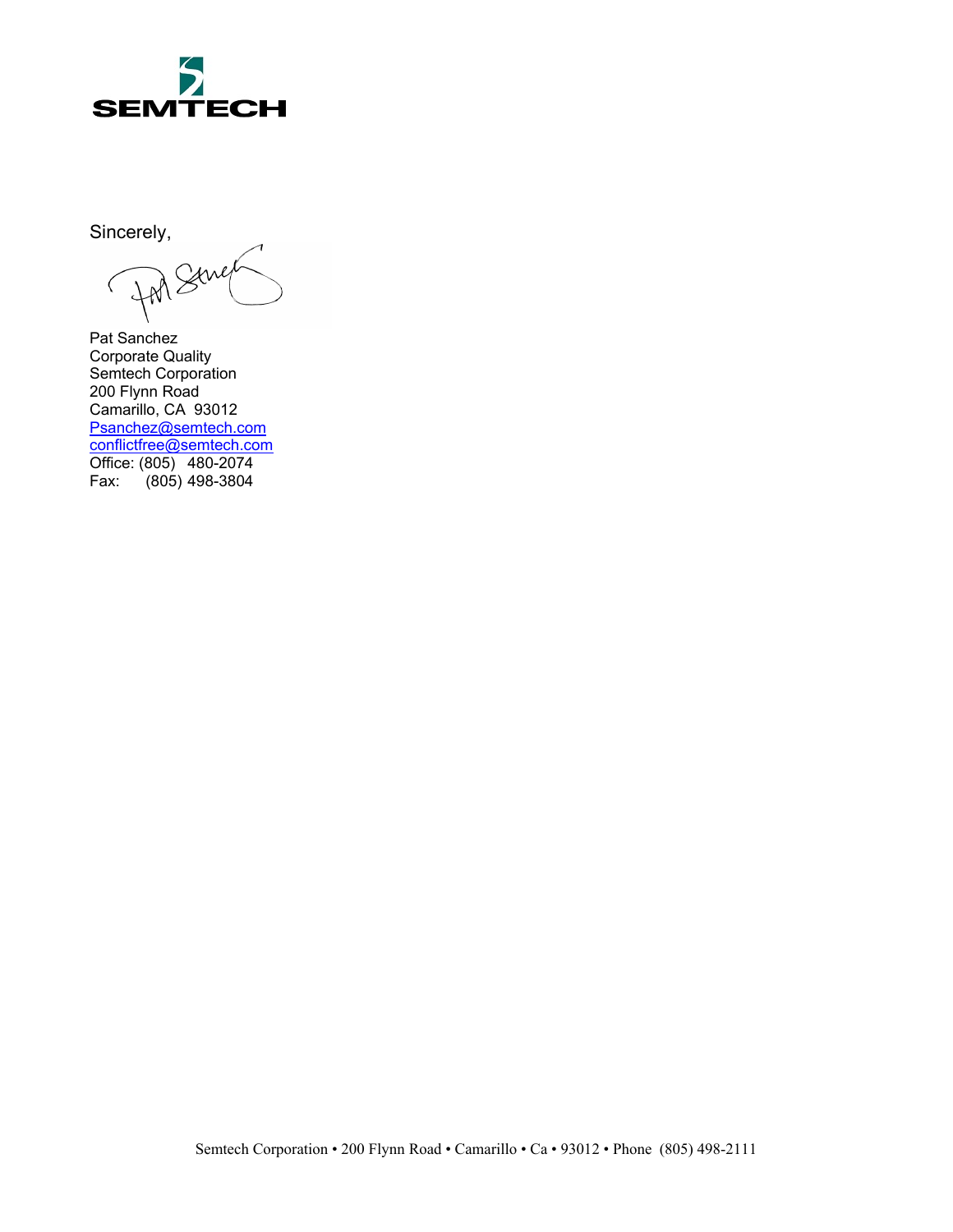Sincerely,

Pat Sanchez
Corporate Quality
Semtech Corporation
200 Flynn Road
Camarillo, CA 93012
Psanchez@semtech.com
conflictfree@semtech.com
Office: (805) 480-2074
Fax: (805) 498-3804

Semtech Corporation • 200 Flynn Road • Camarillo • Ca • 93012 • Phone (805) 498-2111